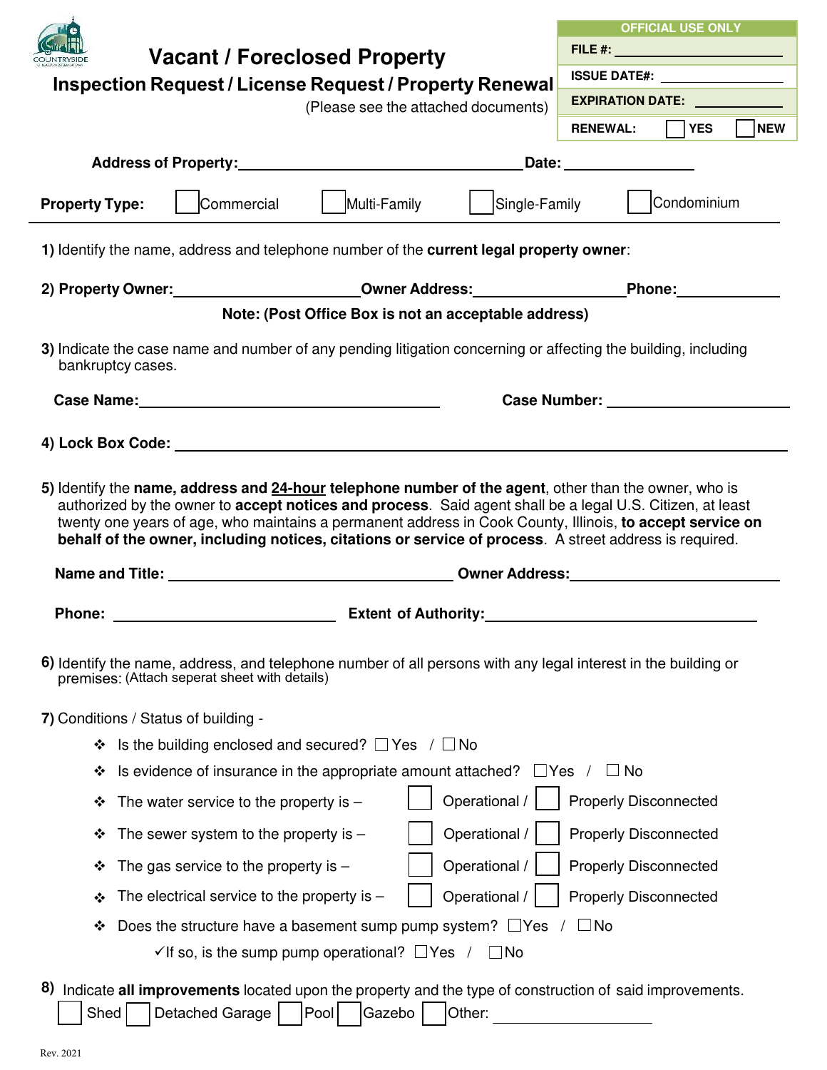# Vacant / Foreclosed Property

## Inspection Request / License Request / Property Renewal

(Please see the attached documents)

| OFFICIAL USE ONLY | |
| --- | --- |
| FILE #: | |
| ISSUE DATE#: | |
| EXPIRATION DATE: | |
| RENEWAL: | ☐ YES ☐ NEW |

**Address of Property:** ______________________ **Date:** ____________

**Property Type:** ☐ Commercial ☐ Multi-Family ☐ Single-Family ☐ Condominium

**1)** Identify the name, address and telephone number of the **current legal property owner**:

**2) Property Owner:** ____________ **Owner Address:** ____________ **Phone:** ____________

**Note: (Post Office Box is not an acceptable address)**

**3)** Indicate the case name and number of any pending litigation concerning or affecting the building, including bankruptcy cases.

**Case Name:** ____________ **Case Number:** ____________

**4) Lock Box Code:** ____________

**5)** Identify the **name, address and 24-hour telephone number of the agent**, other than the owner, who is authorized by the owner to **accept notices and process**. Said agent shall be a legal U.S. Citizen, at least twenty one years of age, who maintains a permanent address in Cook County, Illinois, **to accept service on behalf of the owner, including notices, citations or service of process**. A street address is required.

**Name and Title:** ____________ **Owner Address:** ____________

**Phone:** ____________ **Extent of Authority:** ____________

**6)** Identify the name, address, and telephone number of all persons with any legal interest in the building or premises: (Attach seperat sheet with details)

**7)** Conditions / Status of building -

- Is the building enclosed and secured? ☐ Yes / ☐ No
- Is evidence of insurance in the appropriate amount attached? ☐ Yes / ☐ No
- The water service to the property is – ☐ Operational / ☐ Properly Disconnected
- The sewer system to the property is – ☐ Operational / ☐ Properly Disconnected
- The gas service to the property is – ☐ Operational / ☐ Properly Disconnected
- The electrical service to the property is – ☐ Operational / ☐ Properly Disconnected
- Does the structure have a basement sump pump system? ☐ Yes / ☐ No
  - ✓If so, is the sump pump operational? ☐ Yes / ☐ No

**8)** Indicate **all improvements** located upon the property and the type of construction of said improvements.

☐ Shed ☐ Detached Garage ☐ Pool ☐ Gazebo ☐ Other: ____________

Rev. 2021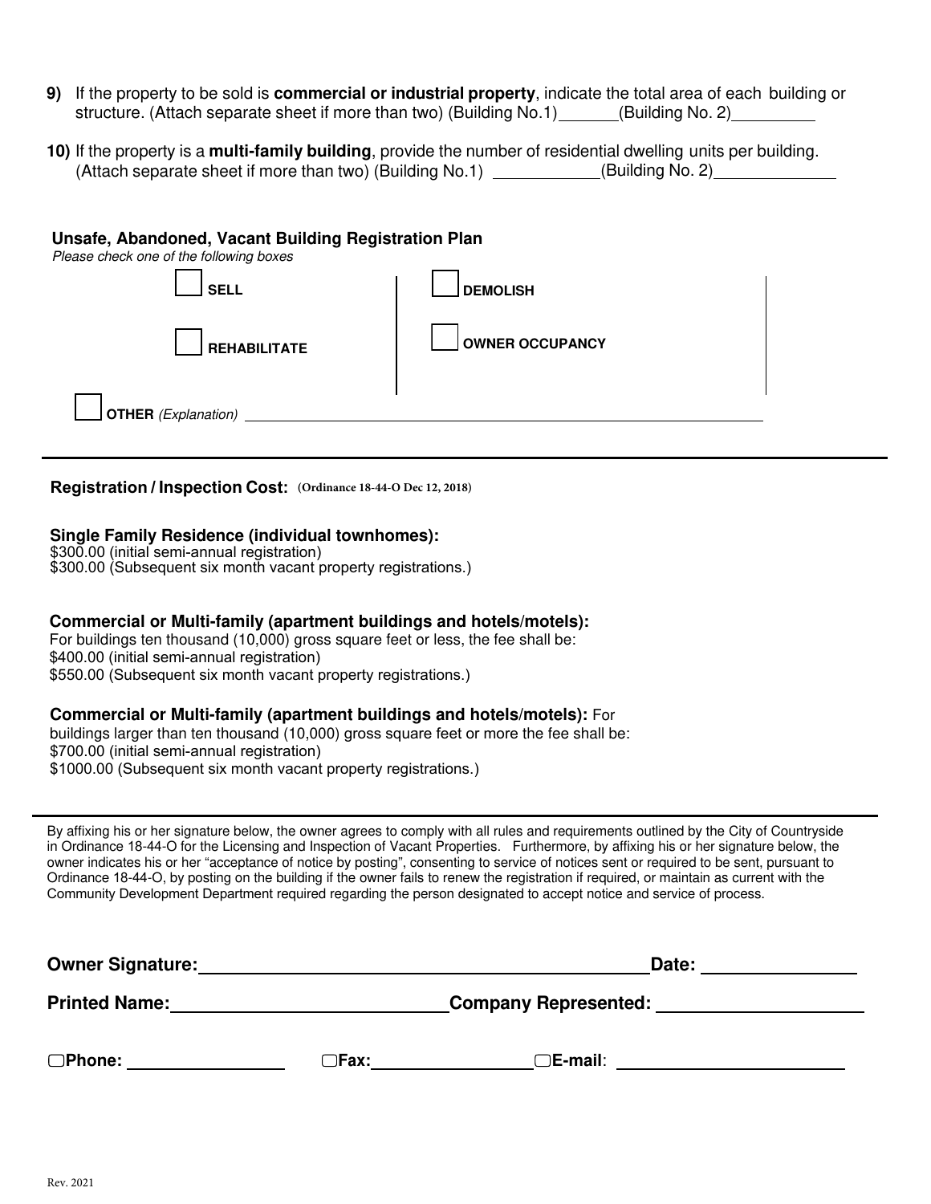**9)** If the property to be sold is **commercial or industrial property**, indicate the total area of each building or structure. (Attach separate sheet if more than two) (Building No.1) ______ (Building No. 2) ________

**10)** If the property is a **multi-family building**, provide the number of residential dwelling units per building. (Attach separate sheet if more than two) (Building No.1) __________ (Building No. 2) ____________

**Unsafe, Abandoned, Vacant Building Registration Plan**

*Please check one of the following boxes*

- ☐ **SELL**
- ☐ **DEMOLISH**
- ☐ **REHABILITATE**
- ☐ **OWNER OCCUPANCY**
- ☐ **OTHER** *(Explanation)* ________________________________________

---

**Registration / Inspection Cost:** **(Ordinance 18-44-O Dec 12, 2018)**

**Single Family Residence (individual townhomes):**
$300.00 (initial semi-annual registration)
$300.00 (Subsequent six month vacant property registrations.)

**Commercial or Multi-family (apartment buildings and hotels/motels):**
For buildings ten thousand (10,000) gross square feet or less, the fee shall be:
$400.00 (initial semi-annual registration)
$550.00 (Subsequent six month vacant property registrations.)

**Commercial or Multi-family (apartment buildings and hotels/motels):** For buildings larger than ten thousand (10,000) gross square feet or more the fee shall be:
$700.00 (initial semi-annual registration)
$1000.00 (Subsequent six month vacant property registrations.)

---

By affixing his or her signature below, the owner agrees to comply with all rules and requirements outlined by the City of Countryside in Ordinance 18-44-O for the Licensing and Inspection of Vacant Properties. Furthermore, by affixing his or her signature below, the owner indicates his or her "acceptance of notice by posting", consenting to service of notices sent or required to be sent, pursuant to Ordinance 18-44-O, by posting on the building if the owner fails to renew the registration if required, or maintain as current with the Community Development Department required regarding the person designated to accept notice and service of process.

**Owner Signature:** ______________________________ **Date:** ____________

**Printed Name:** ______________________ **Company Represented:** ________________

☐**Phone:** ____________ ☐**Fax:** ____________ ☐**E-mail**: __________________

Rev. 2021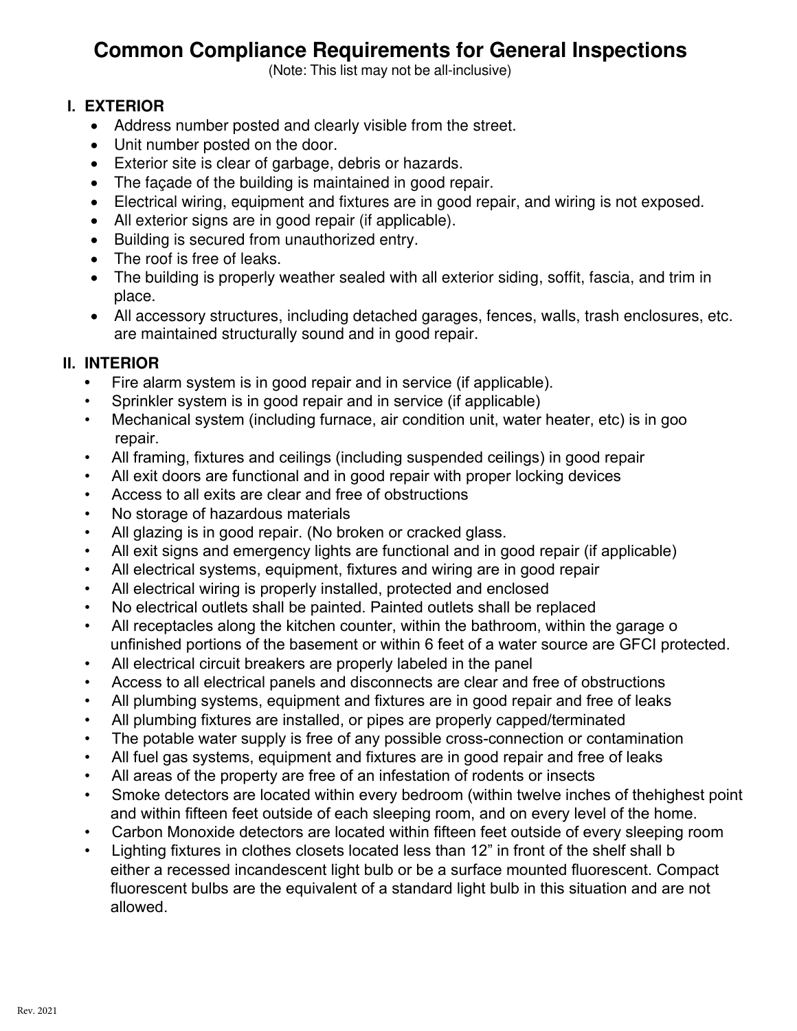# Common Compliance Requirements for General Inspections

(Note: This list may not be all-inclusive)

## I. EXTERIOR

- Address number posted and clearly visible from the street.
- Unit number posted on the door.
- Exterior site is clear of garbage, debris or hazards.
- The façade of the building is maintained in good repair.
- Electrical wiring, equipment and fixtures are in good repair, and wiring is not exposed.
- All exterior signs are in good repair (if applicable).
- Building is secured from unauthorized entry.
- The roof is free of leaks.
- The building is properly weather sealed with all exterior siding, soffit, fascia, and trim in place.
- All accessory structures, including detached garages, fences, walls, trash enclosures, etc. are maintained structurally sound and in good repair.

## II. INTERIOR

- Fire alarm system is in good repair and in service (if applicable).
- Sprinkler system is in good repair and in service (if applicable)
- Mechanical system (including furnace, air condition unit, water heater, etc) is in goo repair.
- All framing, fixtures and ceilings (including suspended ceilings) in good repair
- All exit doors are functional and in good repair with proper locking devices
- Access to all exits are clear and free of obstructions
- No storage of hazardous materials
- All glazing is in good repair. (No broken or cracked glass.
- All exit signs and emergency lights are functional and in good repair (if applicable)
- All electrical systems, equipment, fixtures and wiring are in good repair
- All electrical wiring is properly installed, protected and enclosed
- No electrical outlets shall be painted. Painted outlets shall be replaced
- All receptacles along the kitchen counter, within the bathroom, within the garage o unfinished portions of the basement or within 6 feet of a water source are GFCI protected.
- All electrical circuit breakers are properly labeled in the panel
- Access to all electrical panels and disconnects are clear and free of obstructions
- All plumbing systems, equipment and fixtures are in good repair and free of leaks
- All plumbing fixtures are installed, or pipes are properly capped/terminated
- The potable water supply is free of any possible cross-connection or contamination
- All fuel gas systems, equipment and fixtures are in good repair and free of leaks
- All areas of the property are free of an infestation of rodents or insects
- Smoke detectors are located within every bedroom (within twelve inches of thehighest point and within fifteen feet outside of each sleeping room, and on every level of the home.
- Carbon Monoxide detectors are located within fifteen feet outside of every sleeping room
- Lighting fixtures in clothes closets located less than 12" in front of the shelf shall b either a recessed incandescent light bulb or be a surface mounted fluorescent. Compact fluorescent bulbs are the equivalent of a standard light bulb in this situation and are not allowed.

Rev. 2021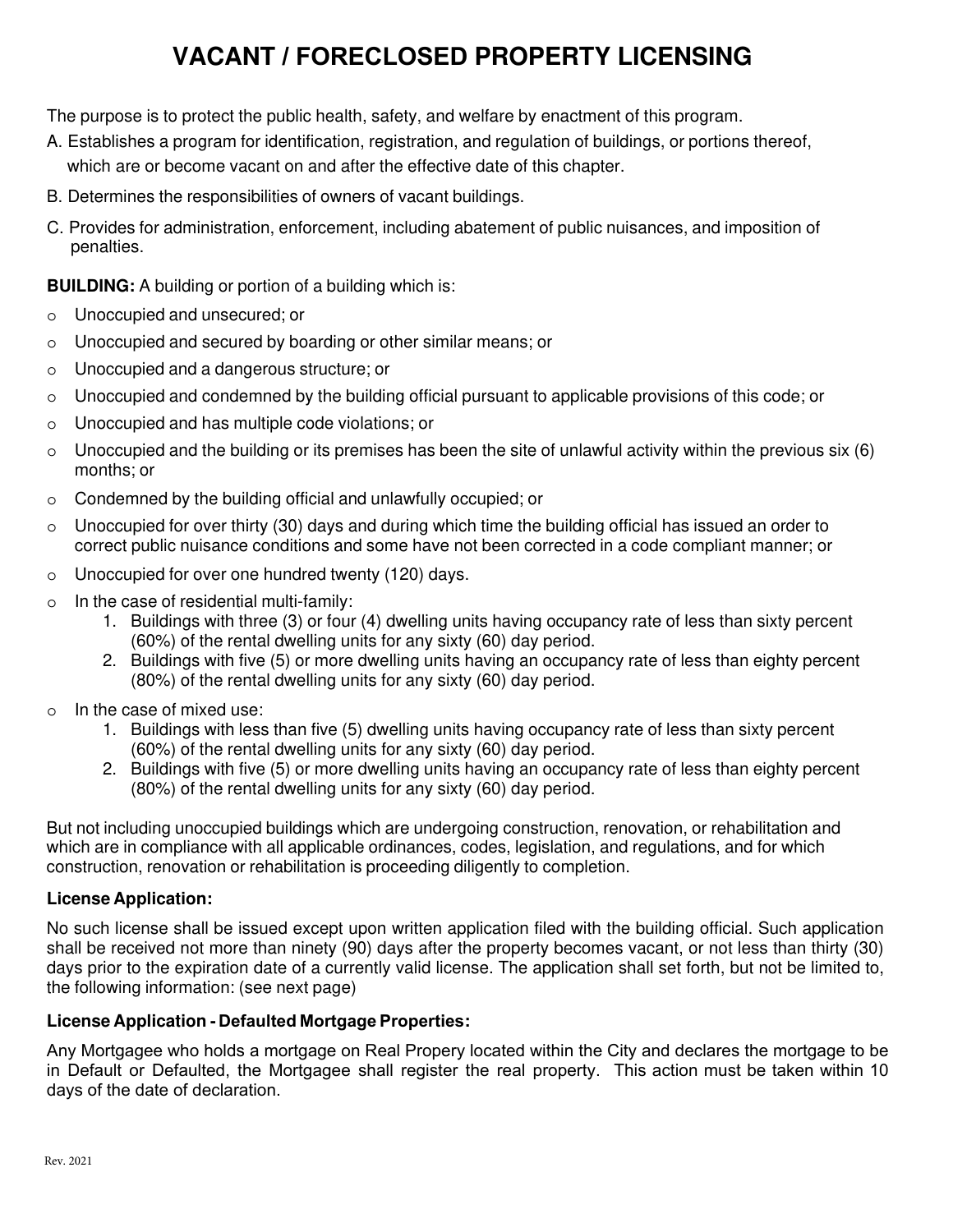# VACANT / FORECLOSED PROPERTY LICENSING

The purpose is to protect the public health, safety, and welfare by enactment of this program.

A. Establishes a program for identification, registration, and regulation of buildings, or portions thereof, which are or become vacant on and after the effective date of this chapter.

B. Determines the responsibilities of owners of vacant buildings.

C. Provides for administration, enforcement, including abatement of public nuisances, and imposition of penalties.

**BUILDING:** A building or portion of a building which is:

- Unoccupied and unsecured; or
- Unoccupied and secured by boarding or other similar means; or
- Unoccupied and a dangerous structure; or
- Unoccupied and condemned by the building official pursuant to applicable provisions of this code; or
- Unoccupied and has multiple code violations; or
- Unoccupied and the building or its premises has been the site of unlawful activity within the previous six (6) months; or
- Condemned by the building official and unlawfully occupied; or
- Unoccupied for over thirty (30) days and during which time the building official has issued an order to correct public nuisance conditions and some have not been corrected in a code compliant manner; or
- Unoccupied for over one hundred twenty (120) days.
- In the case of residential multi-family:
  1. Buildings with three (3) or four (4) dwelling units having occupancy rate of less than sixty percent (60%) of the rental dwelling units for any sixty (60) day period.
  2. Buildings with five (5) or more dwelling units having an occupancy rate of less than eighty percent (80%) of the rental dwelling units for any sixty (60) day period.
- In the case of mixed use:
  1. Buildings with less than five (5) dwelling units having occupancy rate of less than sixty percent (60%) of the rental dwelling units for any sixty (60) day period.
  2. Buildings with five (5) or more dwelling units having an occupancy rate of less than eighty percent (80%) of the rental dwelling units for any sixty (60) day period.

But not including unoccupied buildings which are undergoing construction, renovation, or rehabilitation and which are in compliance with all applicable ordinances, codes, legislation, and regulations, and for which construction, renovation or rehabilitation is proceeding diligently to completion.

### License Application:

No such license shall be issued except upon written application filed with the building official. Such application shall be received not more than ninety (90) days after the property becomes vacant, or not less than thirty (30) days prior to the expiration date of a currently valid license. The application shall set forth, but not be limited to, the following information: (see next page)

### License Application - Defaulted Mortgage Properties:

Any Mortgagee who holds a mortgage on Real Propery located within the City and declares the mortgage to be in Default or Defaulted, the Mortgagee shall register the real property. This action must be taken within 10 days of the date of declaration.

Rev. 2021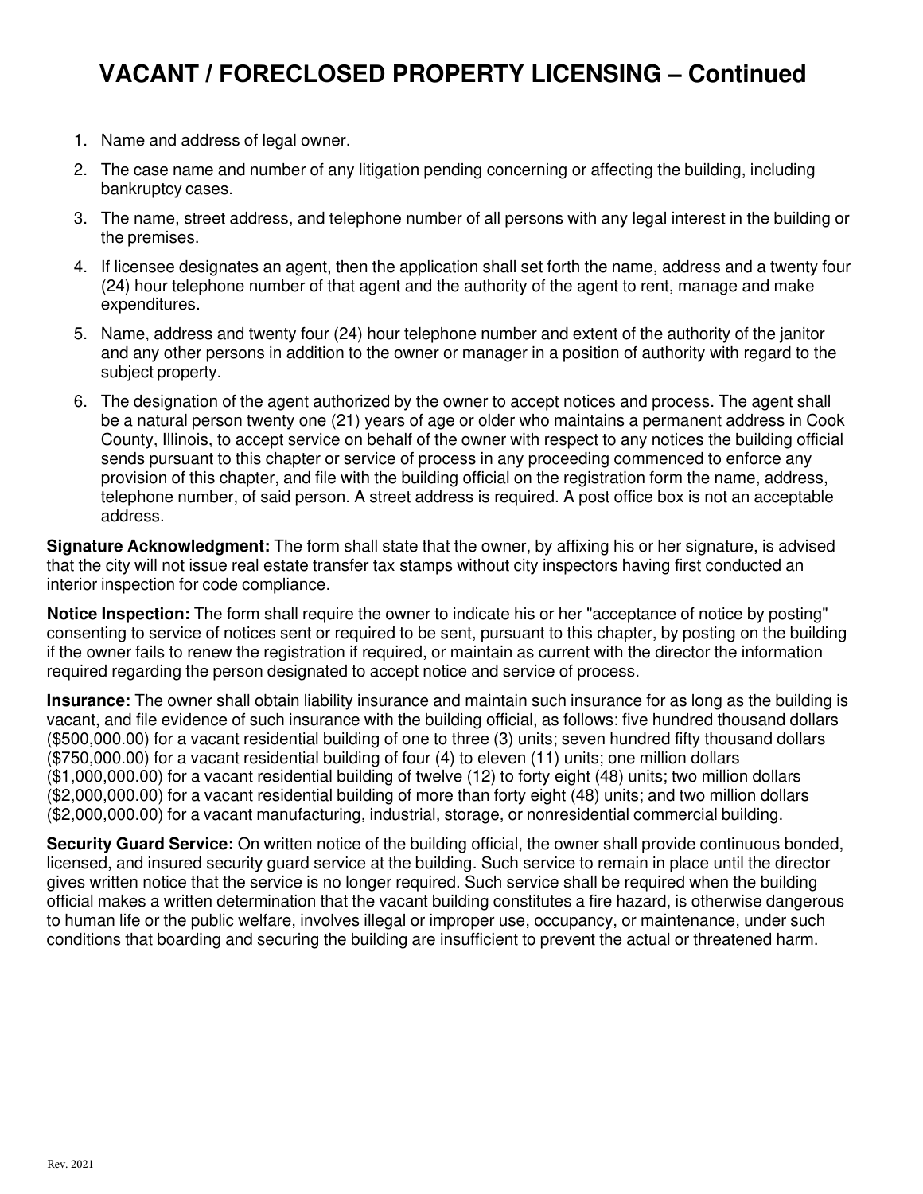# VACANT / FORECLOSED PROPERTY LICENSING – Continued

1. Name and address of legal owner.
2. The case name and number of any litigation pending concerning or affecting the building, including bankruptcy cases.
3. The name, street address, and telephone number of all persons with any legal interest in the building or the premises.
4. If licensee designates an agent, then the application shall set forth the name, address and a twenty four (24) hour telephone number of that agent and the authority of the agent to rent, manage and make expenditures.
5. Name, address and twenty four (24) hour telephone number and extent of the authority of the janitor and any other persons in addition to the owner or manager in a position of authority with regard to the subject property.
6. The designation of the agent authorized by the owner to accept notices and process. The agent shall be a natural person twenty one (21) years of age or older who maintains a permanent address in Cook County, Illinois, to accept service on behalf of the owner with respect to any notices the building official sends pursuant to this chapter or service of process in any proceeding commenced to enforce any provision of this chapter, and file with the building official on the registration form the name, address, telephone number, of said person. A street address is required. A post office box is not an acceptable address.

**Signature Acknowledgment:** The form shall state that the owner, by affixing his or her signature, is advised that the city will not issue real estate transfer tax stamps without city inspectors having first conducted an interior inspection for code compliance.

**Notice Inspection:** The form shall require the owner to indicate his or her "acceptance of notice by posting" consenting to service of notices sent or required to be sent, pursuant to this chapter, by posting on the building if the owner fails to renew the registration if required, or maintain as current with the director the information required regarding the person designated to accept notice and service of process.

**Insurance:** The owner shall obtain liability insurance and maintain such insurance for as long as the building is vacant, and file evidence of such insurance with the building official, as follows: five hundred thousand dollars ($500,000.00) for a vacant residential building of one to three (3) units; seven hundred fifty thousand dollars ($750,000.00) for a vacant residential building of four (4) to eleven (11) units; one million dollars ($1,000,000.00) for a vacant residential building of twelve (12) to forty eight (48) units; two million dollars ($2,000,000.00) for a vacant residential building of more than forty eight (48) units; and two million dollars ($2,000,000.00) for a vacant manufacturing, industrial, storage, or nonresidential commercial building.

**Security Guard Service:** On written notice of the building official, the owner shall provide continuous bonded, licensed, and insured security guard service at the building. Such service to remain in place until the director gives written notice that the service is no longer required. Such service shall be required when the building official makes a written determination that the vacant building constitutes a fire hazard, is otherwise dangerous to human life or the public welfare, involves illegal or improper use, occupancy, or maintenance, under such conditions that boarding and securing the building are insufficient to prevent the actual or threatened harm.

Rev. 2021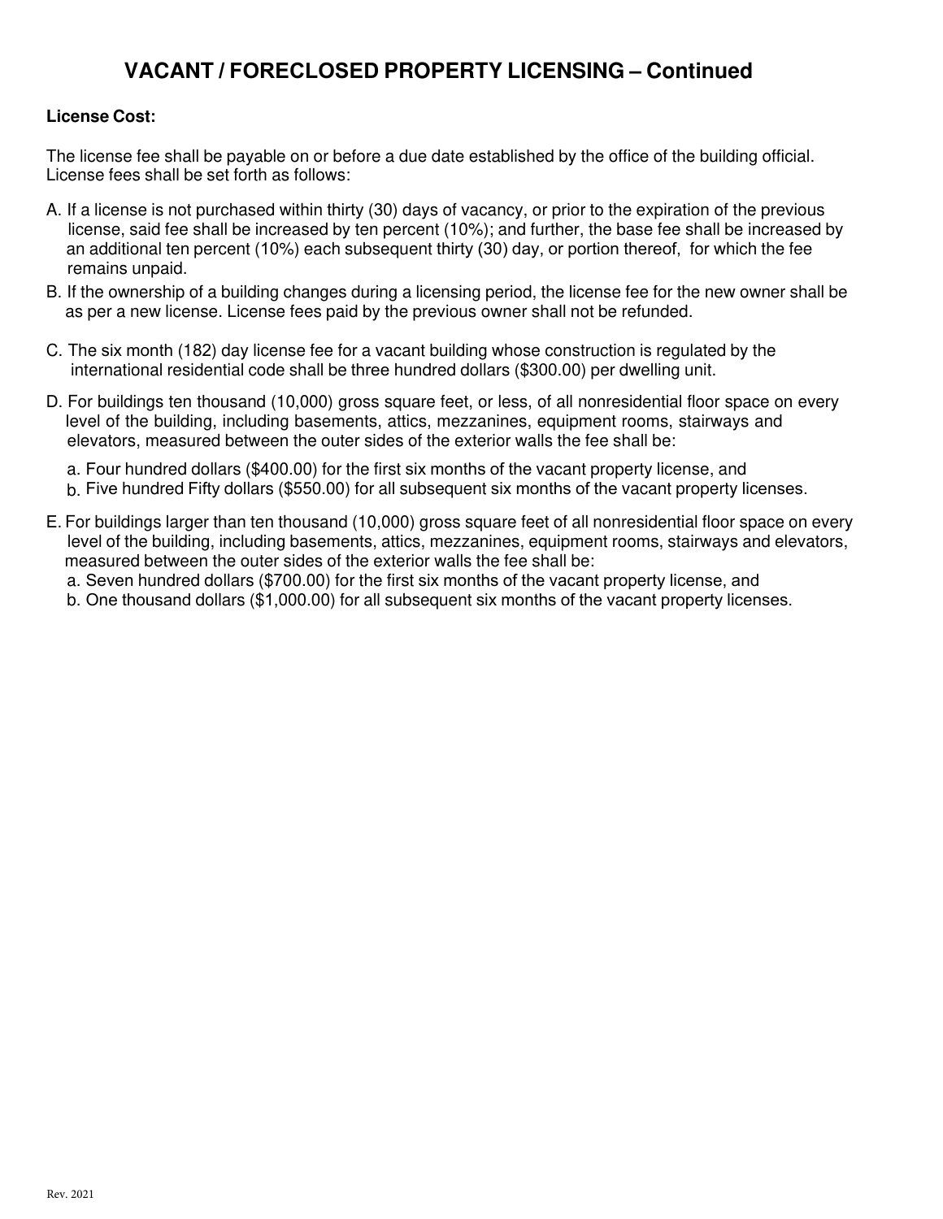## VACANT / FORECLOSED PROPERTY LICENSING – Continued

**License Cost:**

The license fee shall be payable on or before a due date established by the office of the building official. License fees shall be set forth as follows:

A. If a license is not purchased within thirty (30) days of vacancy, or prior to the expiration of the previous license, said fee shall be increased by ten percent (10%); and further, the base fee shall be increased by an additional ten percent (10%) each subsequent thirty (30) day, or portion thereof, for which the fee remains unpaid.

B. If the ownership of a building changes during a licensing period, the license fee for the new owner shall be as per a new license. License fees paid by the previous owner shall not be refunded.

C. The six month (182) day license fee for a vacant building whose construction is regulated by the international residential code shall be three hundred dollars ($300.00) per dwelling unit.

D. For buildings ten thousand (10,000) gross square feet, or less, of all nonresidential floor space on every level of the building, including basements, attics, mezzanines, equipment rooms, stairways and elevators, measured between the outer sides of the exterior walls the fee shall be:

   a. Four hundred dollars ($400.00) for the first six months of the vacant property license, and
   b. Five hundred Fifty dollars ($550.00) for all subsequent six months of the vacant property licenses.

E. For buildings larger than ten thousand (10,000) gross square feet of all nonresidential floor space on every level of the building, including basements, attics, mezzanines, equipment rooms, stairways and elevators, measured between the outer sides of the exterior walls the fee shall be:

   a. Seven hundred dollars ($700.00) for the first six months of the vacant property license, and
   b. One thousand dollars ($1,000.00) for all subsequent six months of the vacant property licenses.

Rev. 2021